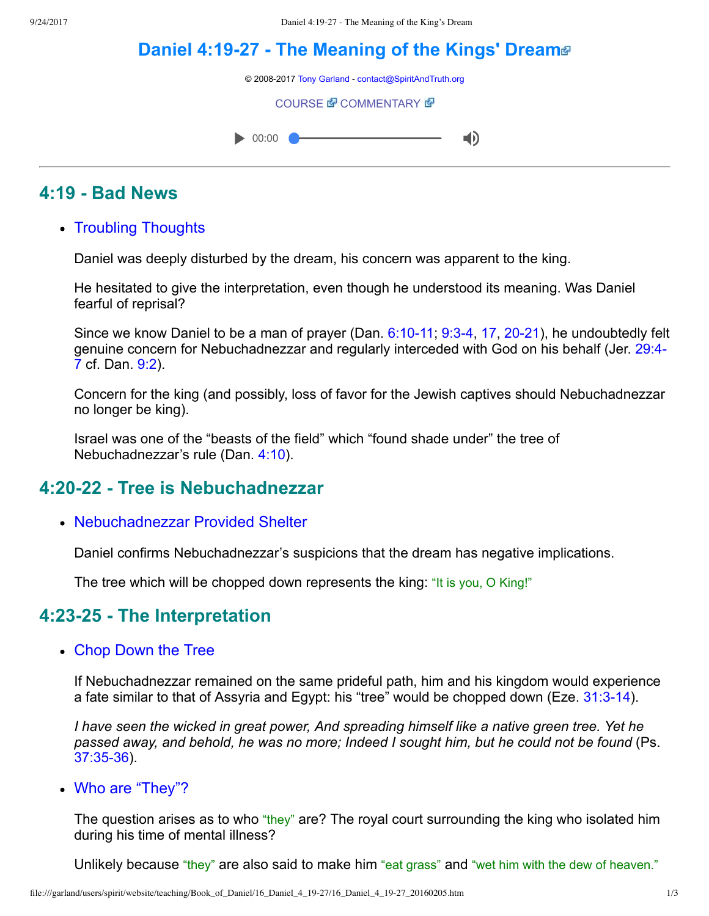# Daniel 4:19-27 - The Meaning of the Kings' Dream

© 2008-2017 Tony Garland - contact@SpiritAndTruth.org

COURSE COMMENTARY

## 4:19 - Bad News

- Troubling Thoughts

  Daniel was deeply disturbed by the dream, his concern was apparent to the king.

  He hesitated to give the interpretation, even though he understood its meaning. Was Daniel fearful of reprisal?

  Since we know Daniel to be a man of prayer (Dan. 6:10-11; 9:3-4, 17, 20-21), he undoubtedly felt genuine concern for Nebuchadnezzar and regularly interceded with God on his behalf (Jer. 29:4-7 cf. Dan. 9:2).

  Concern for the king (and possibly, loss of favor for the Jewish captives should Nebuchadnezzar no longer be king).

  Israel was one of the "beasts of the field" which "found shade under" the tree of Nebuchadnezzar's rule (Dan. 4:10).

## 4:20-22 - Tree is Nebuchadnezzar

- Nebuchadnezzar Provided Shelter

  Daniel confirms Nebuchadnezzar's suspicions that the dream has negative implications.

  The tree which will be chopped down represents the king: "It is you, O King!"

## 4:23-25 - The Interpretation

- Chop Down the Tree

  If Nebuchadnezzar remained on the same prideful path, him and his kingdom would experience a fate similar to that of Assyria and Egypt: his "tree" would be chopped down (Eze. 31:3-14).

  *I have seen the wicked in great power, And spreading himself like a native green tree. Yet he passed away, and behold, he was no more; Indeed I sought him, but he could not be found* (Ps. 37:35-36).

- Who are "They"?

  The question arises as to who "they" are? The royal court surrounding the king who isolated him during his time of mental illness?

  Unlikely because "they" are also said to make him "eat grass" and "wet him with the dew of heaven."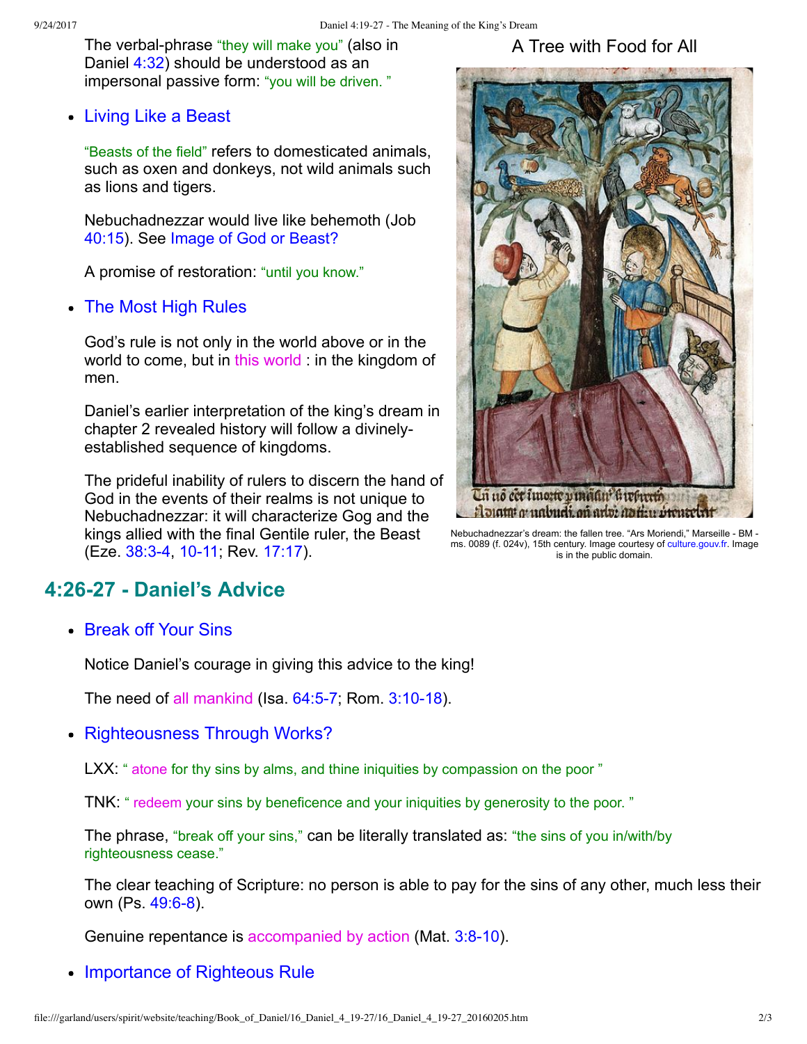The verbal-phrase “they will make you” (also in Daniel 4:32) should be understood as an impersonal passive form: “you will be driven.”

- Living Like a Beast

  “Beasts of the field” refers to domesticated animals, such as oxen and donkeys, not wild animals such as lions and tigers.

  Nebuchadnezzar would live like behemoth (Job 40:15). See Image of God or Beast?

  A promise of restoration: “until you know.”

- The Most High Rules

  God’s rule is not only in the world above or in the world to come, but in this world : in the kingdom of men.

  Daniel’s earlier interpretation of the king’s dream in chapter 2 revealed history will follow a divinely-established sequence of kingdoms.

  The prideful inability of rulers to discern the hand of God in the events of their realms is not unique to Nebuchadnezzar: it will characterize Gog and the kings allied with the final Gentile ruler, the Beast (Eze. 38:3-4, 10-11; Rev. 17:17).

A Tree with Food for All

Nebuchadnezzar’s dream: the fallen tree. “Ars Moriendi,” Marseille - BM - ms. 0089 (f. 024v), 15th century. Image courtesy of culture.gouv.fr. Image is in the public domain.

## 4:26-27 - Daniel’s Advice

- Break off Your Sins

  Notice Daniel’s courage in giving this advice to the king!

  The need of all mankind (Isa. 64:5-7; Rom. 3:10-18).

- Righteousness Through Works?

  LXX: “ atone for thy sins by alms, and thine iniquities by compassion on the poor ”

  TNK: “ redeem your sins by beneficence and your iniquities by generosity to the poor. ”

  The phrase, “break off your sins,” can be literally translated as: “the sins of you in/with/by righteousness cease.”

  The clear teaching of Scripture: no person is able to pay for the sins of any other, much less their own (Ps. 49:6-8).

  Genuine repentance is accompanied by action (Mat. 3:8-10).

- Importance of Righteous Rule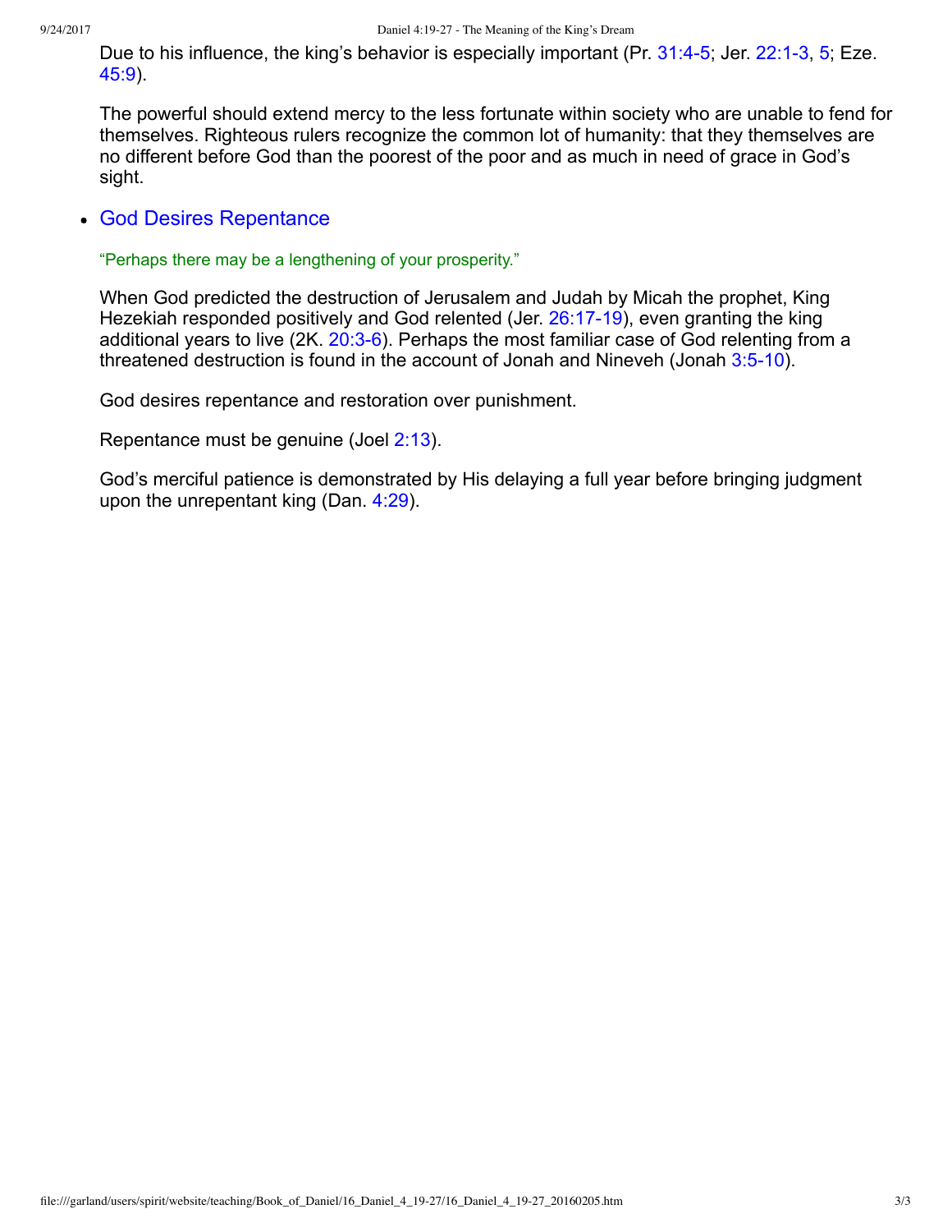Due to his influence, the king's behavior is especially important (Pr. 31:4-5; Jer. 22:1-3, 5; Eze. 45:9).

The powerful should extend mercy to the less fortunate within society who are unable to fend for themselves. Righteous rulers recognize the common lot of humanity: that they themselves are no different before God than the poorest of the poor and as much in need of grace in God's sight.

- God Desires Repentance

  "Perhaps there may be a lengthening of your prosperity."

  When God predicted the destruction of Jerusalem and Judah by Micah the prophet, King Hezekiah responded positively and God relented (Jer. 26:17-19), even granting the king additional years to live (2K. 20:3-6). Perhaps the most familiar case of God relenting from a threatened destruction is found in the account of Jonah and Nineveh (Jonah 3:5-10).

  God desires repentance and restoration over punishment.

  Repentance must be genuine (Joel 2:13).

  God's merciful patience is demonstrated by His delaying a full year before bringing judgment upon the unrepentant king (Dan. 4:29).